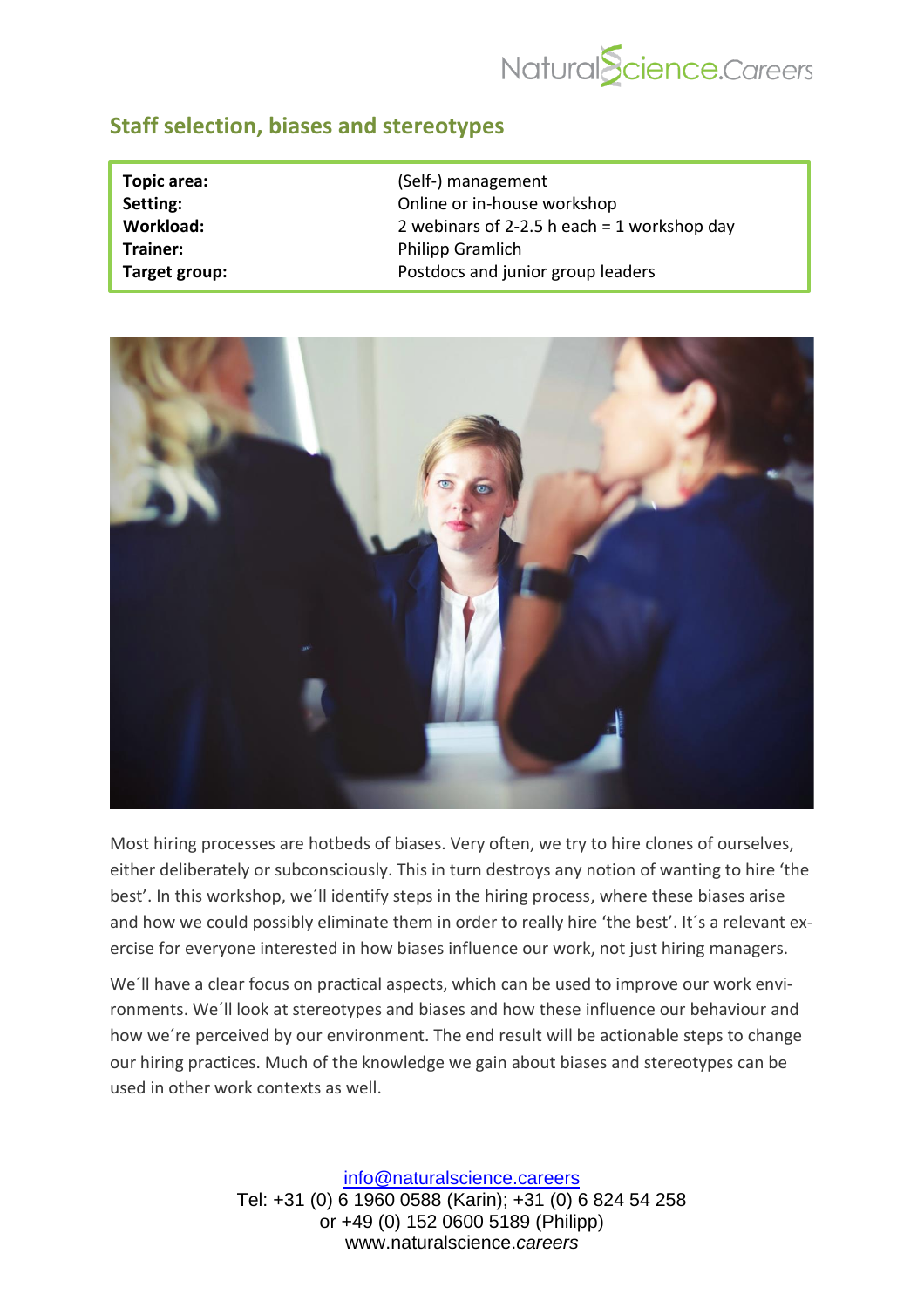# Staff selection, biases and stereotypes

| | |
|---|---|
| **Topic area:** | (Self-) management |
| **Setting:** | Online or in-house workshop |
| **Workload:** | 2 webinars of 2-2.5 h each = 1 workshop day |
| **Trainer:** | Philipp Gramlich |
| **Target group:** | Postdocs and junior group leaders |

Most hiring processes are hotbeds of biases. Very often, we try to hire clones of ourselves, either deliberately or subconsciously. This in turn destroys any notion of wanting to hire 'the best'. In this workshop, we´ll identify steps in the hiring process, where these biases arise and how we could possibly eliminate them in order to really hire 'the best'. It´s a relevant exercise for everyone interested in how biases influence our work, not just hiring managers.

We´ll have a clear focus on practical aspects, which can be used to improve our work environments. We´ll look at stereotypes and biases and how these influence our behaviour and how we´re perceived by our environment. The end result will be actionable steps to change our hiring practices. Much of the knowledge we gain about biases and stereotypes can be used in other work contexts as well.

info@naturalscience.careers
Tel: +31 (0) 6 1960 0588 (Karin); +31 (0) 6 824 54 258
or +49 (0) 152 0600 5189 (Philipp)
www.naturalscience.*careers*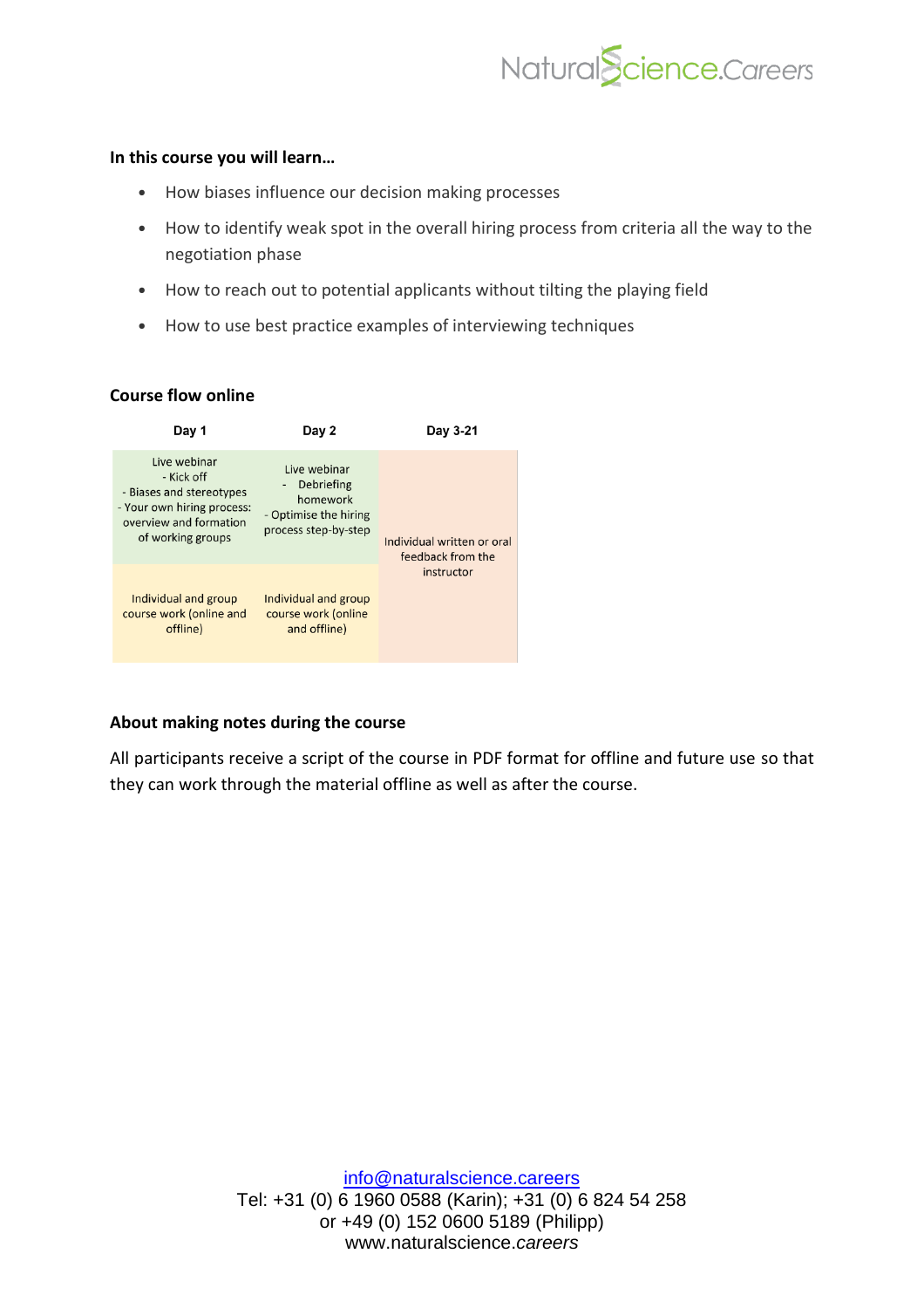**In this course you will learn…**

- How biases influence our decision making processes
- How to identify weak spot in the overall hiring process from criteria all the way to the negotiation phase
- How to reach out to potential applicants without tilting the playing field
- How to use best practice examples of interviewing techniques

**Course flow online**

| Day 1 | Day 2 | Day 3-21 |
|---|---|---|
| Live webinar<br>- Kick off<br>- Biases and stereotypes<br>- Your own hiring process: overview and formation of working groups | Live webinar<br>- Debriefing homework<br>- Optimise the hiring process step-by-step | Individual written or oral feedback from the instructor |
| Individual and group course work (online and offline) | Individual and group course work (online and offline) | |

**About making notes during the course**

All participants receive a script of the course in PDF format for offline and future use so that they can work through the material offline as well as after the course.

info@naturalscience.careers
Tel: +31 (0) 6 1960 0588 (Karin); +31 (0) 6 824 54 258
or +49 (0) 152 0600 5189 (Philipp)
www.naturalscience.*careers*